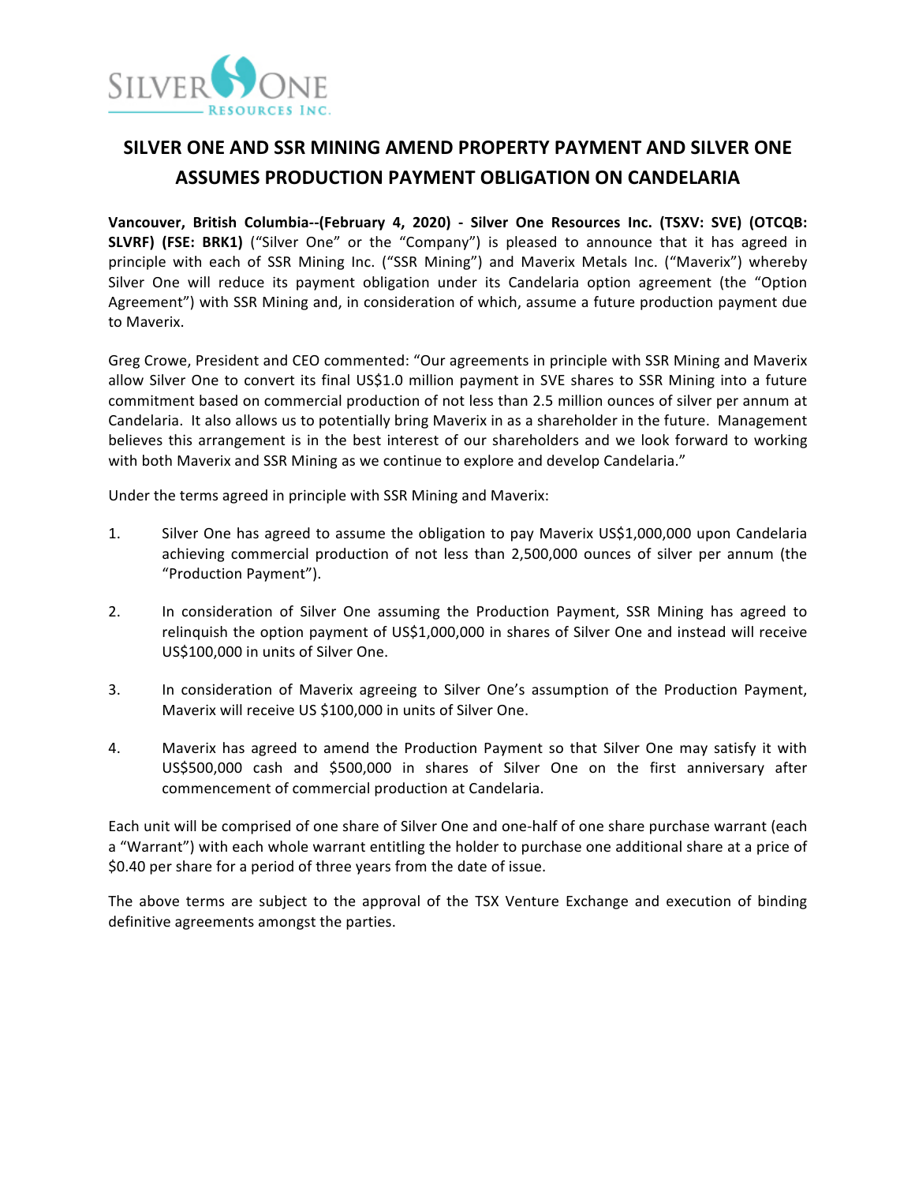# SILVER ONE AND SSR MINING AMEND PROPERTY PAYMENT AND SILVER ONE ASSUMES PRODUCTION PAYMENT OBLIGATION ON CANDELARIA

**Vancouver, British Columbia--(February 4, 2020) - Silver One Resources Inc. (TSXV: SVE) (OTCQB: SLVRF) (FSE: BRK1)** ("Silver One" or the "Company") is pleased to announce that it has agreed in principle with each of SSR Mining Inc. ("SSR Mining") and Maverix Metals Inc. ("Maverix") whereby Silver One will reduce its payment obligation under its Candelaria option agreement (the "Option Agreement") with SSR Mining and, in consideration of which, assume a future production payment due to Maverix.

Greg Crowe, President and CEO commented: "Our agreements in principle with SSR Mining and Maverix allow Silver One to convert its final US$1.0 million payment in SVE shares to SSR Mining into a future commitment based on commercial production of not less than 2.5 million ounces of silver per annum at Candelaria. It also allows us to potentially bring Maverix in as a shareholder in the future. Management believes this arrangement is in the best interest of our shareholders and we look forward to working with both Maverix and SSR Mining as we continue to explore and develop Candelaria."

Under the terms agreed in principle with SSR Mining and Maverix:

1. Silver One has agreed to assume the obligation to pay Maverix US$1,000,000 upon Candelaria achieving commercial production of not less than 2,500,000 ounces of silver per annum (the "Production Payment").
2. In consideration of Silver One assuming the Production Payment, SSR Mining has agreed to relinquish the option payment of US$1,000,000 in shares of Silver One and instead will receive US$100,000 in units of Silver One.
3. In consideration of Maverix agreeing to Silver One's assumption of the Production Payment, Maverix will receive US $100,000 in units of Silver One.
4. Maverix has agreed to amend the Production Payment so that Silver One may satisfy it with US$500,000 cash and $500,000 in shares of Silver One on the first anniversary after commencement of commercial production at Candelaria.

Each unit will be comprised of one share of Silver One and one-half of one share purchase warrant (each a "Warrant") with each whole warrant entitling the holder to purchase one additional share at a price of $0.40 per share for a period of three years from the date of issue.

The above terms are subject to the approval of the TSX Venture Exchange and execution of binding definitive agreements amongst the parties.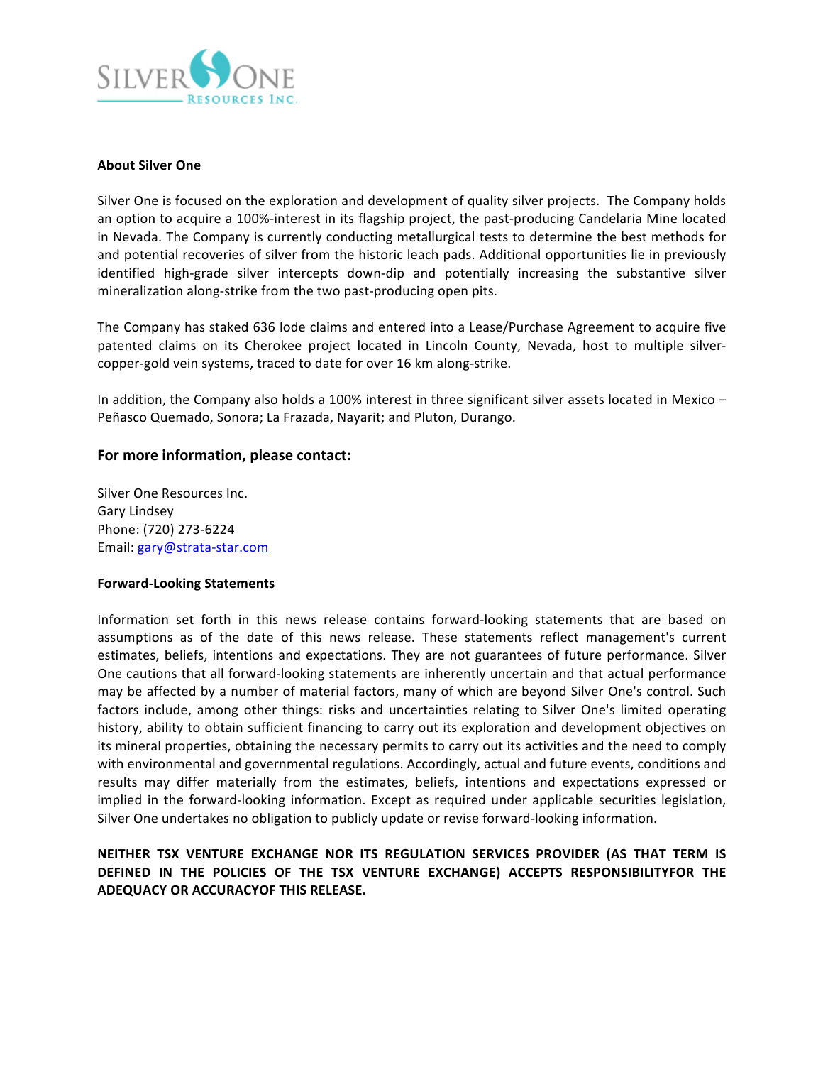**About Silver One**

Silver One is focused on the exploration and development of quality silver projects. The Company holds an option to acquire a 100%-interest in its flagship project, the past-producing Candelaria Mine located in Nevada. The Company is currently conducting metallurgical tests to determine the best methods for and potential recoveries of silver from the historic leach pads. Additional opportunities lie in previously identified high-grade silver intercepts down-dip and potentially increasing the substantive silver mineralization along-strike from the two past-producing open pits.

The Company has staked 636 lode claims and entered into a Lease/Purchase Agreement to acquire five patented claims on its Cherokee project located in Lincoln County, Nevada, host to multiple silver-copper-gold vein systems, traced to date for over 16 km along-strike.

In addition, the Company also holds a 100% interest in three significant silver assets located in Mexico – Peñasco Quemado, Sonora; La Frazada, Nayarit; and Pluton, Durango.

## For more information, please contact:

Silver One Resources Inc.
Gary Lindsey
Phone: (720) 273-6224
Email: gary@strata-star.com

**Forward-Looking Statements**

Information set forth in this news release contains forward-looking statements that are based on assumptions as of the date of this news release. These statements reflect management's current estimates, beliefs, intentions and expectations. They are not guarantees of future performance. Silver One cautions that all forward-looking statements are inherently uncertain and that actual performance may be affected by a number of material factors, many of which are beyond Silver One's control. Such factors include, among other things: risks and uncertainties relating to Silver One's limited operating history, ability to obtain sufficient financing to carry out its exploration and development objectives on its mineral properties, obtaining the necessary permits to carry out its activities and the need to comply with environmental and governmental regulations. Accordingly, actual and future events, conditions and results may differ materially from the estimates, beliefs, intentions and expectations expressed or implied in the forward-looking information. Except as required under applicable securities legislation, Silver One undertakes no obligation to publicly update or revise forward-looking information.

**NEITHER TSX VENTURE EXCHANGE NOR ITS REGULATION SERVICES PROVIDER (AS THAT TERM IS DEFINED IN THE POLICIES OF THE TSX VENTURE EXCHANGE) ACCEPTS RESPONSIBILITYFOR THE ADEQUACY OR ACCURACYOF THIS RELEASE.**